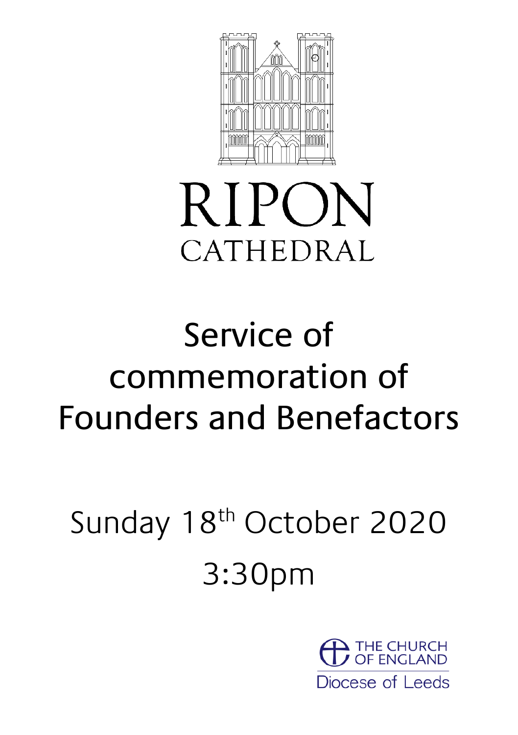# RIPON CATHEDRAL

# Service of commemoration of Founders and Benefactors

Sunday 18th October 2020

3:30pm

THE CHURCH OF ENGLAND

Diocese of Leeds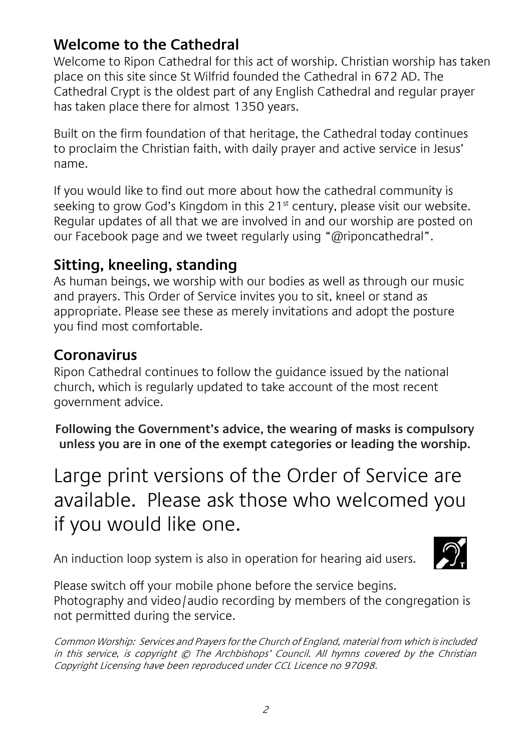## Welcome to the Cathedral

Welcome to Ripon Cathedral for this act of worship. Christian worship has taken place on this site since St Wilfrid founded the Cathedral in 672 AD. The Cathedral Crypt is the oldest part of any English Cathedral and regular prayer has taken place there for almost 1350 years.

Built on the firm foundation of that heritage, the Cathedral today continues to proclaim the Christian faith, with daily prayer and active service in Jesus' name.

If you would like to find out more about how the cathedral community is seeking to grow God's Kingdom in this 21st century, please visit our website. Regular updates of all that we are involved in and our worship are posted on our Facebook page and we tweet regularly using "@riponcathedral".

## Sitting, kneeling, standing

As human beings, we worship with our bodies as well as through our music and prayers. This Order of Service invites you to sit, kneel or stand as appropriate. Please see these as merely invitations and adopt the posture you find most comfortable.

## Coronavirus

Ripon Cathedral continues to follow the guidance issued by the national church, which is regularly updated to take account of the most recent government advice.

**Following the Government's advice, the wearing of masks is compulsory unless you are in one of the exempt categories or leading the worship.**

# Large print versions of the Order of Service are available. Please ask those who welcomed you if you would like one.

An induction loop system is also in operation for hearing aid users.

Please switch off your mobile phone before the service begins.
Photography and video/audio recording by members of the congregation is not permitted during the service.

*Common Worship: Services and Prayers for the Church of England, material from which is included in this service, is copyright © The Archbishops' Council. All hymns covered by the Christian Copyright Licensing have been reproduced under CCL Licence no 97098.*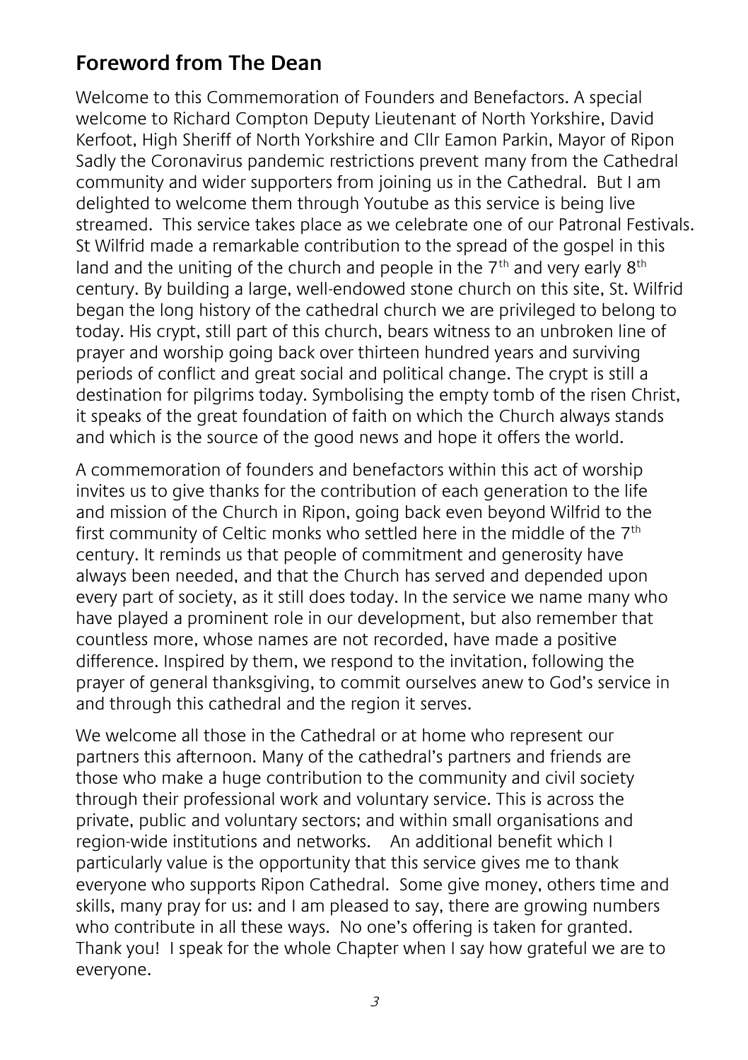## Foreword from The Dean

Welcome to this Commemoration of Founders and Benefactors. A special welcome to Richard Compton Deputy Lieutenant of North Yorkshire, David Kerfoot, High Sheriff of North Yorkshire and Cllr Eamon Parkin, Mayor of Ripon Sadly the Coronavirus pandemic restrictions prevent many from the Cathedral community and wider supporters from joining us in the Cathedral. But I am delighted to welcome them through Youtube as this service is being live streamed. This service takes place as we celebrate one of our Patronal Festivals. St Wilfrid made a remarkable contribution to the spread of the gospel in this land and the uniting of the church and people in the 7th and very early 8th century. By building a large, well-endowed stone church on this site, St. Wilfrid began the long history of the cathedral church we are privileged to belong to today. His crypt, still part of this church, bears witness to an unbroken line of prayer and worship going back over thirteen hundred years and surviving periods of conflict and great social and political change. The crypt is still a destination for pilgrims today. Symbolising the empty tomb of the risen Christ, it speaks of the great foundation of faith on which the Church always stands and which is the source of the good news and hope it offers the world.

A commemoration of founders and benefactors within this act of worship invites us to give thanks for the contribution of each generation to the life and mission of the Church in Ripon, going back even beyond Wilfrid to the first community of Celtic monks who settled here in the middle of the 7th century. It reminds us that people of commitment and generosity have always been needed, and that the Church has served and depended upon every part of society, as it still does today. In the service we name many who have played a prominent role in our development, but also remember that countless more, whose names are not recorded, have made a positive difference. Inspired by them, we respond to the invitation, following the prayer of general thanksgiving, to commit ourselves anew to God's service in and through this cathedral and the region it serves.

We welcome all those in the Cathedral or at home who represent our partners this afternoon. Many of the cathedral's partners and friends are those who make a huge contribution to the community and civil society through their professional work and voluntary service. This is across the private, public and voluntary sectors; and within small organisations and region-wide institutions and networks. An additional benefit which I particularly value is the opportunity that this service gives me to thank everyone who supports Ripon Cathedral. Some give money, others time and skills, many pray for us: and I am pleased to say, there are growing numbers who contribute in all these ways. No one's offering is taken for granted. Thank you! I speak for the whole Chapter when I say how grateful we are to everyone.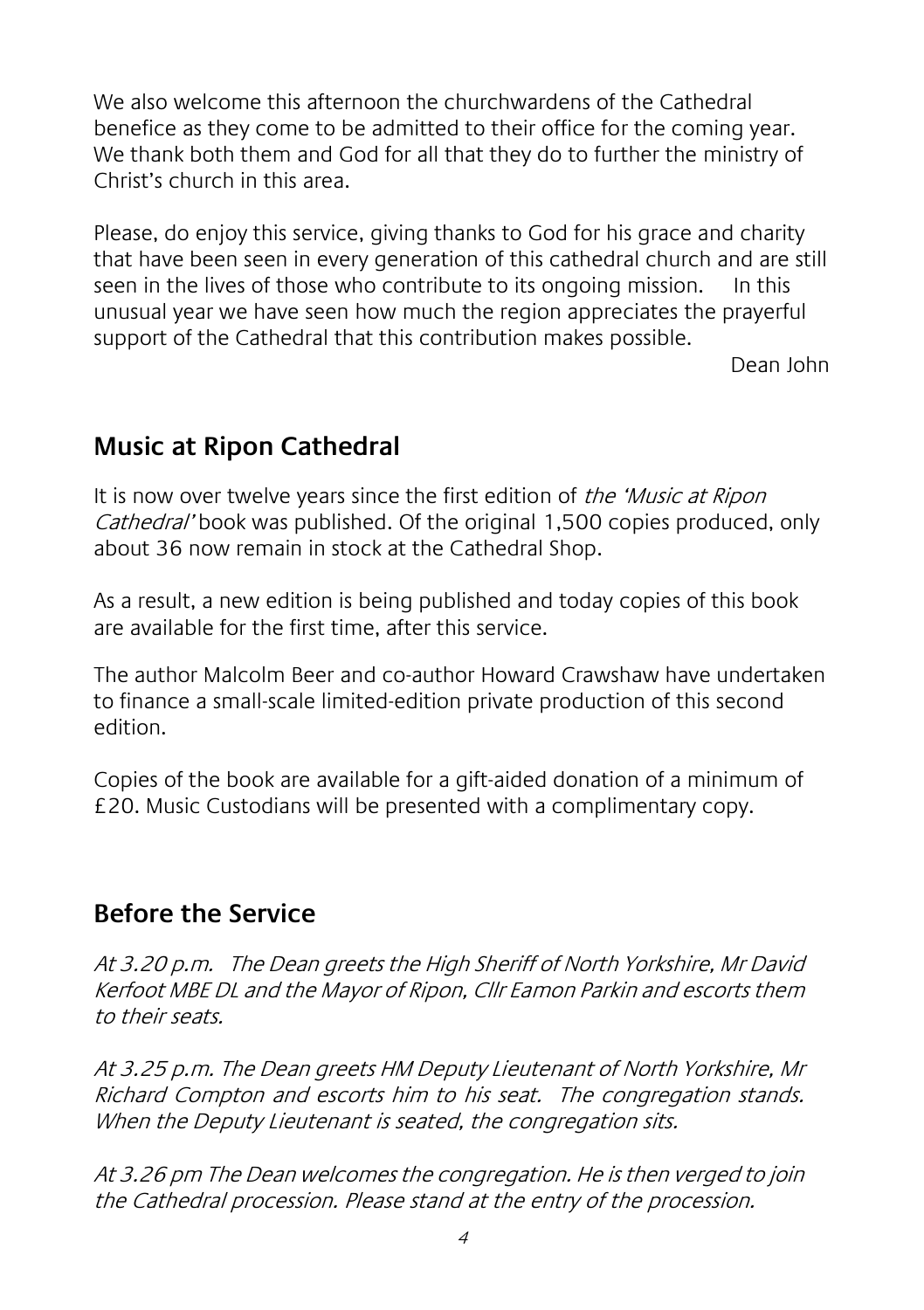We also welcome this afternoon the churchwardens of the Cathedral benefice as they come to be admitted to their office for the coming year. We thank both them and God for all that they do to further the ministry of Christ's church in this area.

Please, do enjoy this service, giving thanks to God for his grace and charity that have been seen in every generation of this cathedral church and are still seen in the lives of those who contribute to its ongoing mission. In this unusual year we have seen how much the region appreciates the prayerful support of the Cathedral that this contribution makes possible.

Dean John

## Music at Ripon Cathedral

It is now over twelve years since the first edition of *the 'Music at Ripon Cathedral'* book was published. Of the original 1,500 copies produced, only about 36 now remain in stock at the Cathedral Shop.

As a result, a new edition is being published and today copies of this book are available for the first time, after this service.

The author Malcolm Beer and co-author Howard Crawshaw have undertaken to finance a small-scale limited-edition private production of this second edition.

Copies of the book are available for a gift-aided donation of a minimum of £20. Music Custodians will be presented with a complimentary copy.

## Before the Service

*At 3.20 p.m. The Dean greets the High Sheriff of North Yorkshire, Mr David Kerfoot MBE DL and the Mayor of Ripon, Cllr Eamon Parkin and escorts them to their seats.*

*At 3.25 p.m. The Dean greets HM Deputy Lieutenant of North Yorkshire, Mr Richard Compton and escorts him to his seat. The congregation stands. When the Deputy Lieutenant is seated, the congregation sits.*

*At 3.26 pm The Dean welcomes the congregation. He is then verged to join the Cathedral procession. Please stand at the entry of the procession.*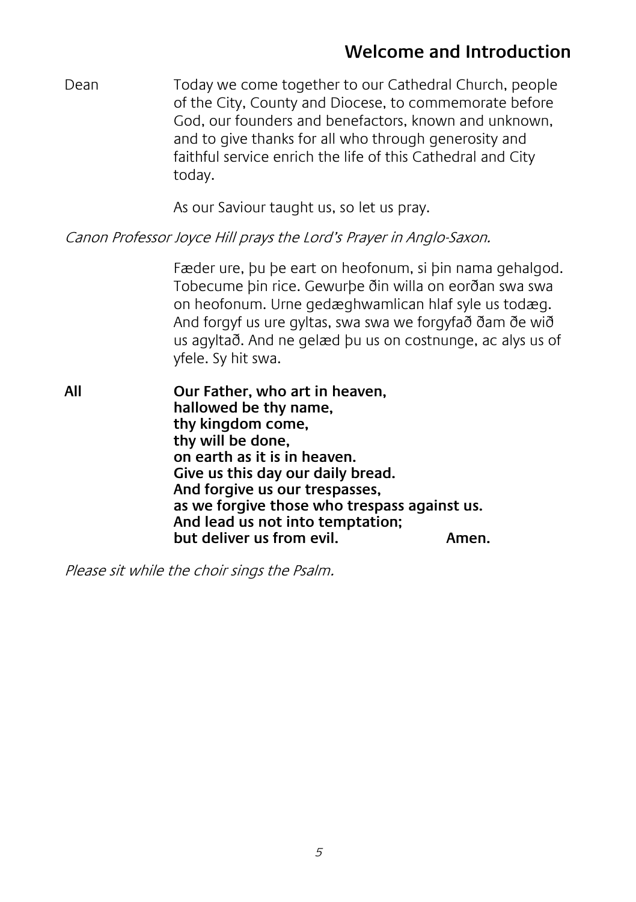## Welcome and Introduction

Dean	Today we come together to our Cathedral Church, people of the City, County and Diocese, to commemorate before God, our founders and benefactors, known and unknown, and to give thanks for all who through generosity and faithful service enrich the life of this Cathedral and City today.

As our Saviour taught us, so let us pray.

*Canon Professor Joyce Hill prays the Lord's Prayer in Anglo-Saxon.*

Fæder ure, þu þe eart on heofonum, si þin nama gehalgod. Tobecume þin rice. Gewurþe ðin willa on eorðan swa swa on heofonum. Urne gedæghwamlican hlaf syle us todæg. And forgyf us ure gyltas, swa swa we forgyfað ðam ðe wið us agyltað. And ne gelæd þu us on costnunge, ac alys us of yfele. Sy hit swa.

**All	Our Father, who art in heaven,**
**hallowed be thy name,**
**thy kingdom come,**
**thy will be done,**
**on earth as it is in heaven.**
**Give us this day our daily bread.**
**And forgive us our trespasses,**
**as we forgive those who trespass against us.**
**And lead us not into temptation;**
**but deliver us from evil.	Amen.**

*Please sit while the choir sings the Psalm.*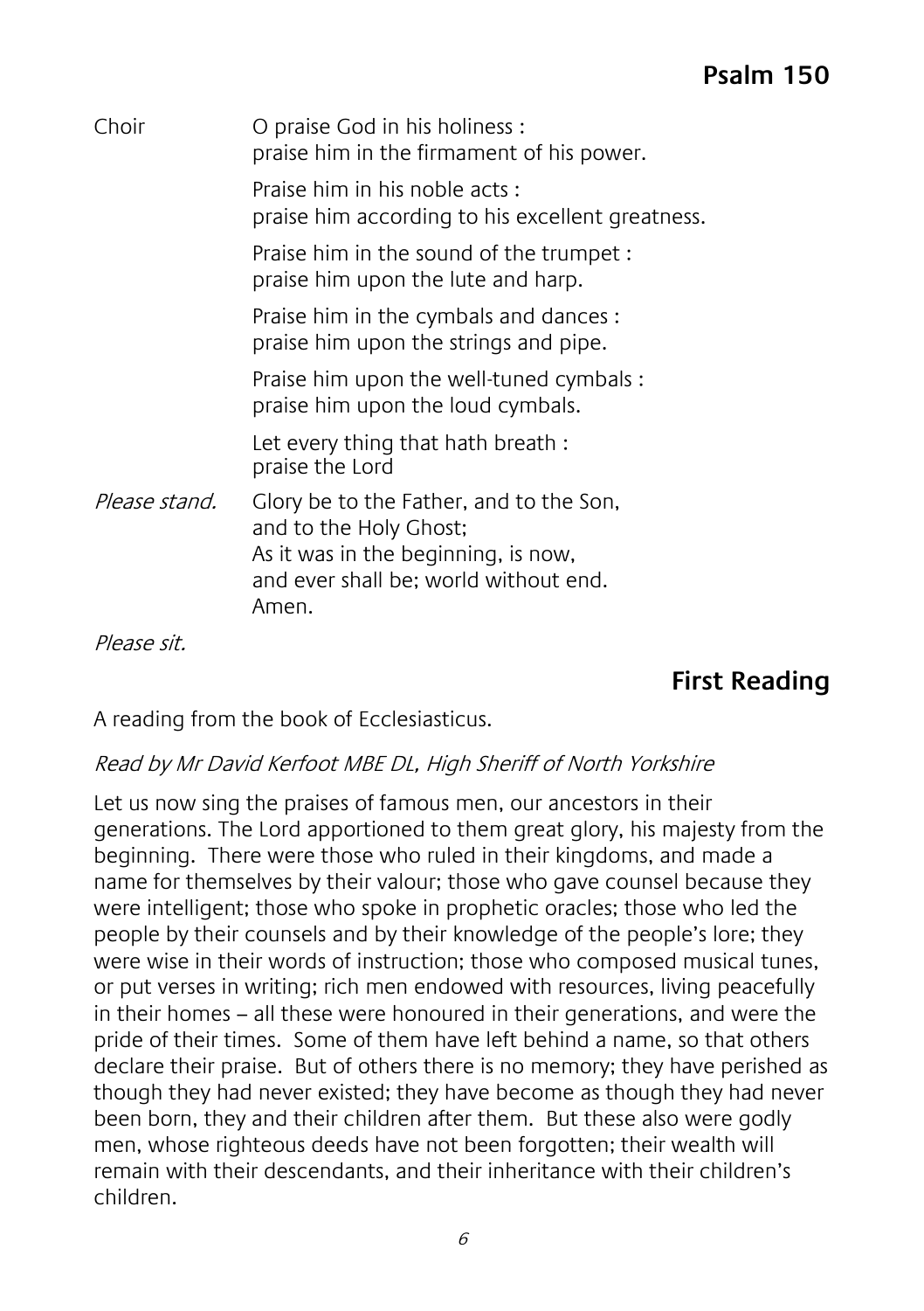## Psalm 150

Choir

O praise God in his holiness :
praise him in the firmament of his power.

Praise him in his noble acts :
praise him according to his excellent greatness.

Praise him in the sound of the trumpet :
praise him upon the lute and harp.

Praise him in the cymbals and dances :
praise him upon the strings and pipe.

Praise him upon the well-tuned cymbals :
praise him upon the loud cymbals.

Let every thing that hath breath :
praise the Lord

*Please stand.*

Glory be to the Father, and to the Son,
and to the Holy Ghost;
As it was in the beginning, is now,
and ever shall be; world without end.
Amen.

*Please sit.*

## First Reading

A reading from the book of Ecclesiasticus.

*Read by Mr David Kerfoot MBE DL, High Sheriff of North Yorkshire*

Let us now sing the praises of famous men, our ancestors in their generations. The Lord apportioned to them great glory, his majesty from the beginning. There were those who ruled in their kingdoms, and made a name for themselves by their valour; those who gave counsel because they were intelligent; those who spoke in prophetic oracles; those who led the people by their counsels and by their knowledge of the people's lore; they were wise in their words of instruction; those who composed musical tunes, or put verses in writing; rich men endowed with resources, living peacefully in their homes – all these were honoured in their generations, and were the pride of their times. Some of them have left behind a name, so that others declare their praise. But of others there is no memory; they have perished as though they had never existed; they have become as though they had never been born, they and their children after them. But these also were godly men, whose righteous deeds have not been forgotten; their wealth will remain with their descendants, and their inheritance with their children's children.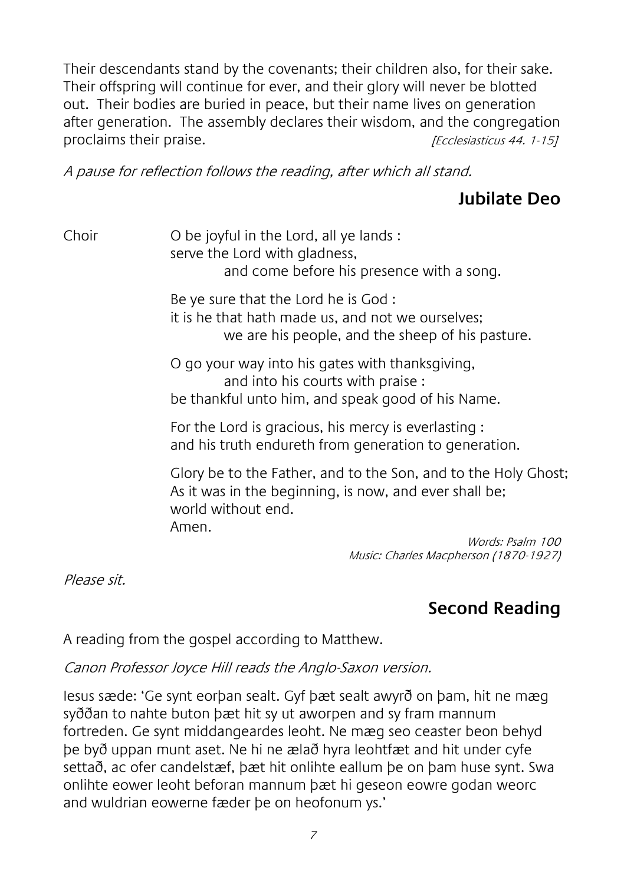Their descendants stand by the covenants; their children also, for their sake. Their offspring will continue for ever, and their glory will never be blotted out. Their bodies are buried in peace, but their name lives on generation after generation. The assembly declares their wisdom, and the congregation proclaims their praise. *[Ecclesiasticus 44. 1-15]*

*A pause for reflection follows the reading, after which all stand.*

## Jubilate Deo

Choir

O be joyful in the Lord, all ye lands :
serve the Lord with gladness,
and come before his presence with a song.

Be ye sure that the Lord he is God :
it is he that hath made us, and not we ourselves;
we are his people, and the sheep of his pasture.

O go your way into his gates with thanksgiving,
and into his courts with praise :
be thankful unto him, and speak good of his Name.

For the Lord is gracious, his mercy is everlasting :
and his truth endureth from generation to generation.

Glory be to the Father, and to the Son, and to the Holy Ghost;
As it was in the beginning, is now, and ever shall be;
world without end.
Amen.

*Words: Psalm 100*
*Music: Charles Macpherson (1870-1927)*

*Please sit.*

## Second Reading

A reading from the gospel according to Matthew.

*Canon Professor Joyce Hill reads the Anglo-Saxon version.*

Iesus sæde: 'Ge synt eorþan sealt. Gyf þæt sealt awyrð on þam, hit ne mæg syððan to nahte buton þæt hit sy ut aworpen and sy fram mannum fortreden. Ge synt middangeardes leoht. Ne mæg seo ceaster beon behyd þe byð uppan munt aset. Ne hi ne ælað hyra leohtfæt and hit under cyfe settað, ac ofer candelstæf, þæt hit onlihte eallum þe on þam huse synt. Swa onlihte eower leoht beforan mannum þæt hi geseon eowre godan weorc and wuldrian eowerne fæder þe on heofonum ys.'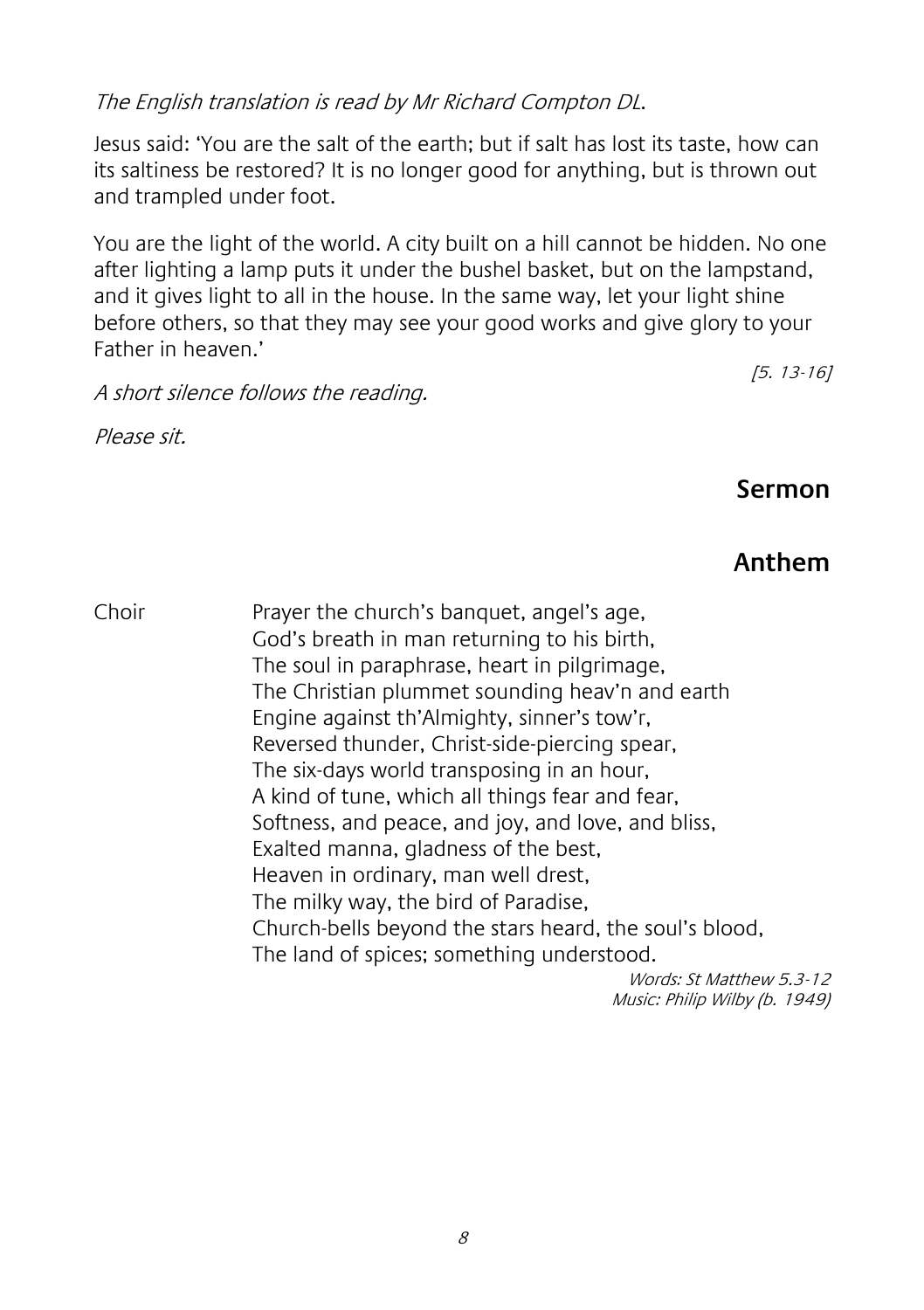*The English translation is read by Mr Richard Compton DL.*

Jesus said: 'You are the salt of the earth; but if salt has lost its taste, how can its saltiness be restored? It is no longer good for anything, but is thrown out and trampled under foot.

You are the light of the world. A city built on a hill cannot be hidden. No one after lighting a lamp puts it under the bushel basket, but on the lampstand, and it gives light to all in the house. In the same way, let your light shine before others, so that they may see your good works and give glory to your Father in heaven.'

*[5. 13-16]*

*A short silence follows the reading.*

*Please sit.*

## Sermon

## Anthem

Choir

Prayer the church's banquet, angel's age,
God's breath in man returning to his birth,
The soul in paraphrase, heart in pilgrimage,
The Christian plummet sounding heav'n and earth
Engine against th'Almighty, sinner's tow'r,
Reversed thunder, Christ-side-piercing spear,
The six-days world transposing in an hour,
A kind of tune, which all things fear and fear,
Softness, and peace, and joy, and love, and bliss,
Exalted manna, gladness of the best,
Heaven in ordinary, man well drest,
The milky way, the bird of Paradise,
Church-bells beyond the stars heard, the soul's blood,
The land of spices; something understood.

*Words: St Matthew 5.3-12*
*Music: Philip Wilby (b. 1949)*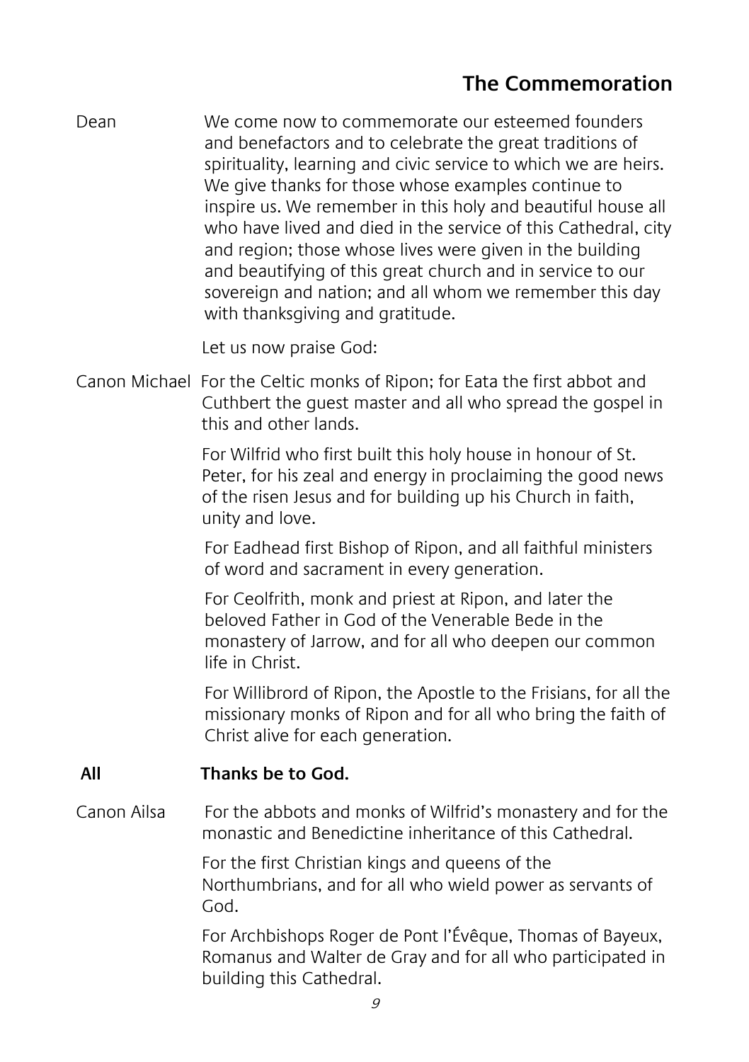## The Commemoration

Dean We come now to commemorate our esteemed founders and benefactors and to celebrate the great traditions of spirituality, learning and civic service to which we are heirs. We give thanks for those whose examples continue to inspire us. We remember in this holy and beautiful house all who have lived and died in the service of this Cathedral, city and region; those whose lives were given in the building and beautifying of this great church and in service to our sovereign and nation; and all whom we remember this day with thanksgiving and gratitude.

Let us now praise God:

Canon Michael For the Celtic monks of Ripon; for Eata the first abbot and Cuthbert the guest master and all who spread the gospel in this and other lands.

For Wilfrid who first built this holy house in honour of St. Peter, for his zeal and energy in proclaiming the good news of the risen Jesus and for building up his Church in faith, unity and love.

For Eadhead first Bishop of Ripon, and all faithful ministers of word and sacrament in every generation.

For Ceolfrith, monk and priest at Ripon, and later the beloved Father in God of the Venerable Bede in the monastery of Jarrow, and for all who deepen our common life in Christ.

For Willibrord of Ripon, the Apostle to the Frisians, for all the missionary monks of Ripon and for all who bring the faith of Christ alive for each generation.

**All Thanks be to God.**

Canon Ailsa For the abbots and monks of Wilfrid's monastery and for the monastic and Benedictine inheritance of this Cathedral.

For the first Christian kings and queens of the Northumbrians, and for all who wield power as servants of God.

For Archbishops Roger de Pont l'Évêque, Thomas of Bayeux, Romanus and Walter de Gray and for all who participated in building this Cathedral.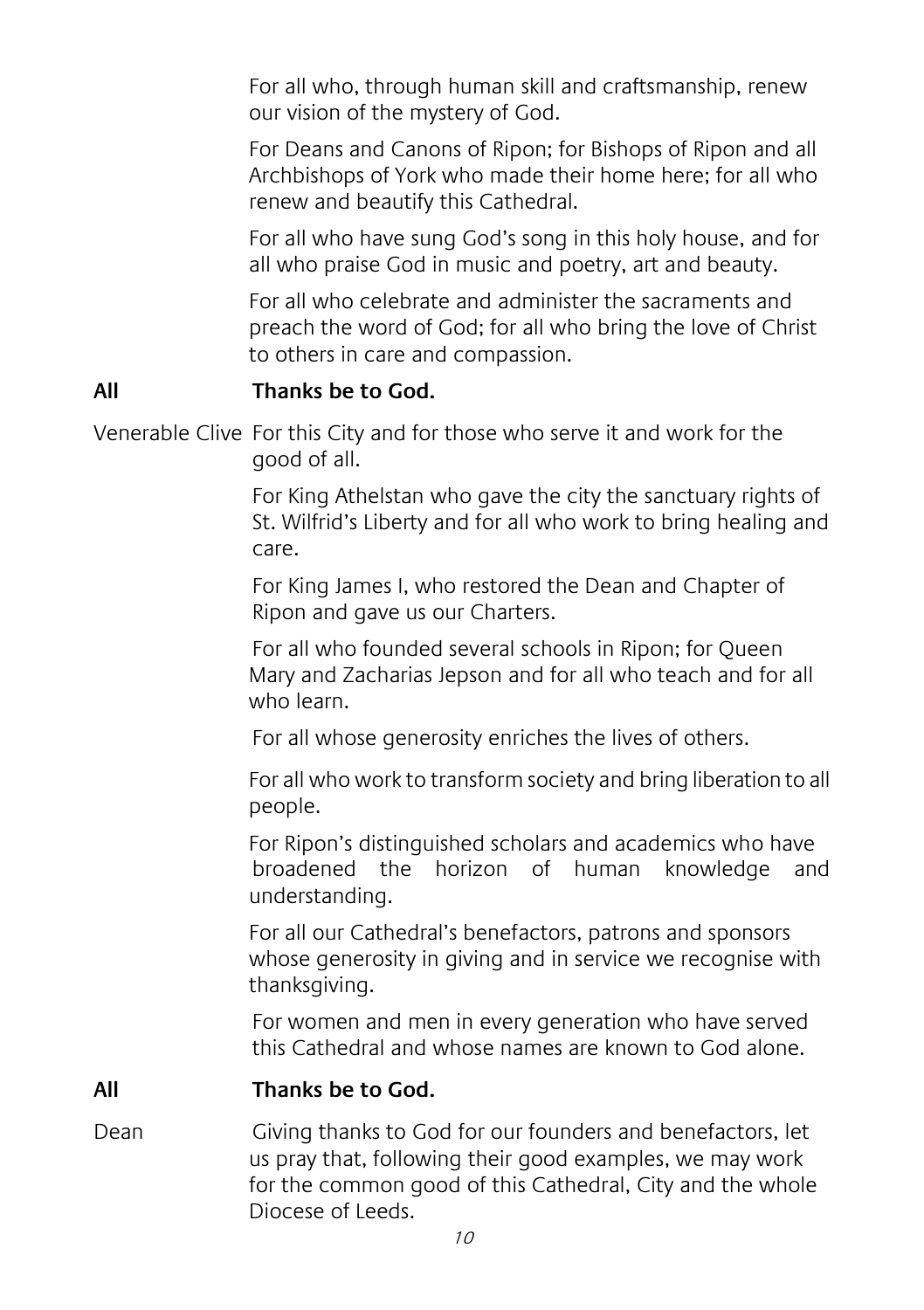For all who, through human skill and craftsmanship, renew our vision of the mystery of God.

For Deans and Canons of Ripon; for Bishops of Ripon and all Archbishops of York who made their home here; for all who renew and beautify this Cathedral.

For all who have sung God's song in this holy house, and for all who praise God in music and poetry, art and beauty.

For all who celebrate and administer the sacraments and preach the word of God; for all who bring the love of Christ to others in care and compassion.

**All** **Thanks be to God.**

Venerable Clive For this City and for those who serve it and work for the good of all.

For King Athelstan who gave the city the sanctuary rights of St. Wilfrid's Liberty and for all who work to bring healing and care.

For King James I, who restored the Dean and Chapter of Ripon and gave us our Charters.

For all who founded several schools in Ripon; for Queen Mary and Zacharias Jepson and for all who teach and for all who learn.

For all whose generosity enriches the lives of others.

For all who work to transform society and bring liberation to all people.

For Ripon's distinguished scholars and academics who have broadened the horizon of human knowledge and understanding.

For all our Cathedral's benefactors, patrons and sponsors whose generosity in giving and in service we recognise with thanksgiving.

For women and men in every generation who have served this Cathedral and whose names are known to God alone.

**All** **Thanks be to God.**

Dean Giving thanks to God for our founders and benefactors, let us pray that, following their good examples, we may work for the common good of this Cathedral, City and the whole Diocese of Leeds.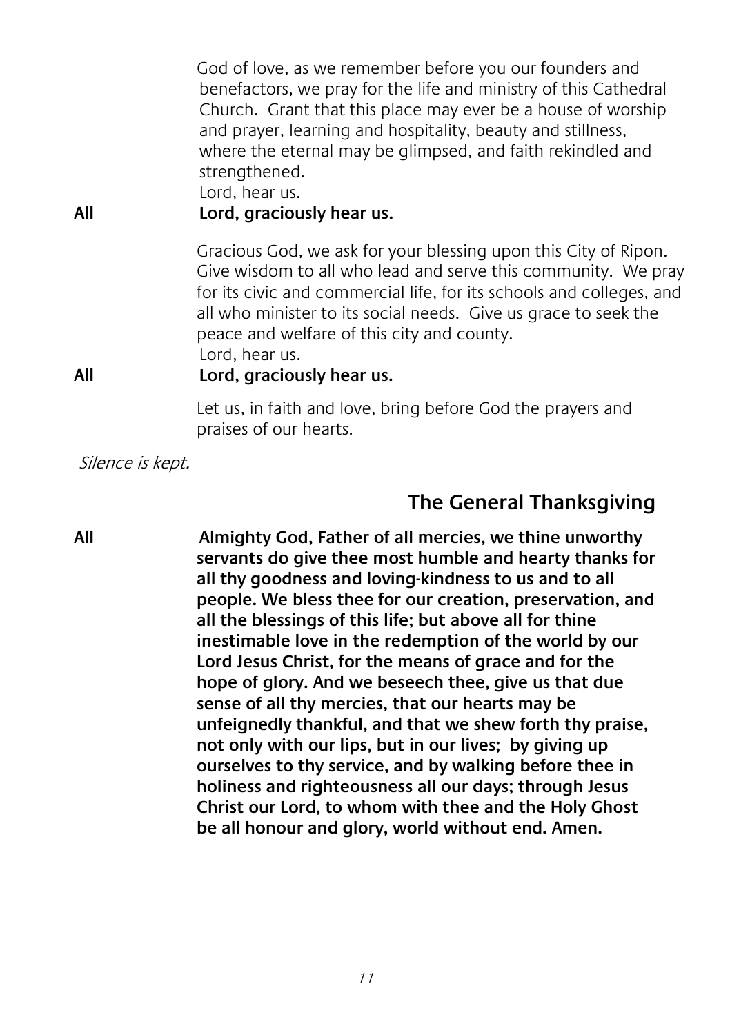God of love, as we remember before you our founders and benefactors, we pray for the life and ministry of this Cathedral Church. Grant that this place may ever be a house of worship and prayer, learning and hospitality, beauty and stillness, where the eternal may be glimpsed, and faith rekindled and strengthened.
Lord, hear us.

**All** **Lord, graciously hear us.**

Gracious God, we ask for your blessing upon this City of Ripon. Give wisdom to all who lead and serve this community. We pray for its civic and commercial life, for its schools and colleges, and all who minister to its social needs. Give us grace to seek the peace and welfare of this city and county.
Lord, hear us.

**All** **Lord, graciously hear us.**

Let us, in faith and love, bring before God the prayers and praises of our hearts.

*Silence is kept.*

## The General Thanksgiving

**All** **Almighty God, Father of all mercies, we thine unworthy servants do give thee most humble and hearty thanks for all thy goodness and loving-kindness to us and to all people. We bless thee for our creation, preservation, and all the blessings of this life; but above all for thine inestimable love in the redemption of the world by our Lord Jesus Christ, for the means of grace and for the hope of glory. And we beseech thee, give us that due sense of all thy mercies, that our hearts may be unfeignedly thankful, and that we shew forth thy praise, not only with our lips, but in our lives; by giving up ourselves to thy service, and by walking before thee in holiness and righteousness all our days; through Jesus Christ our Lord, to whom with thee and the Holy Ghost be all honour and glory, world without end. Amen.**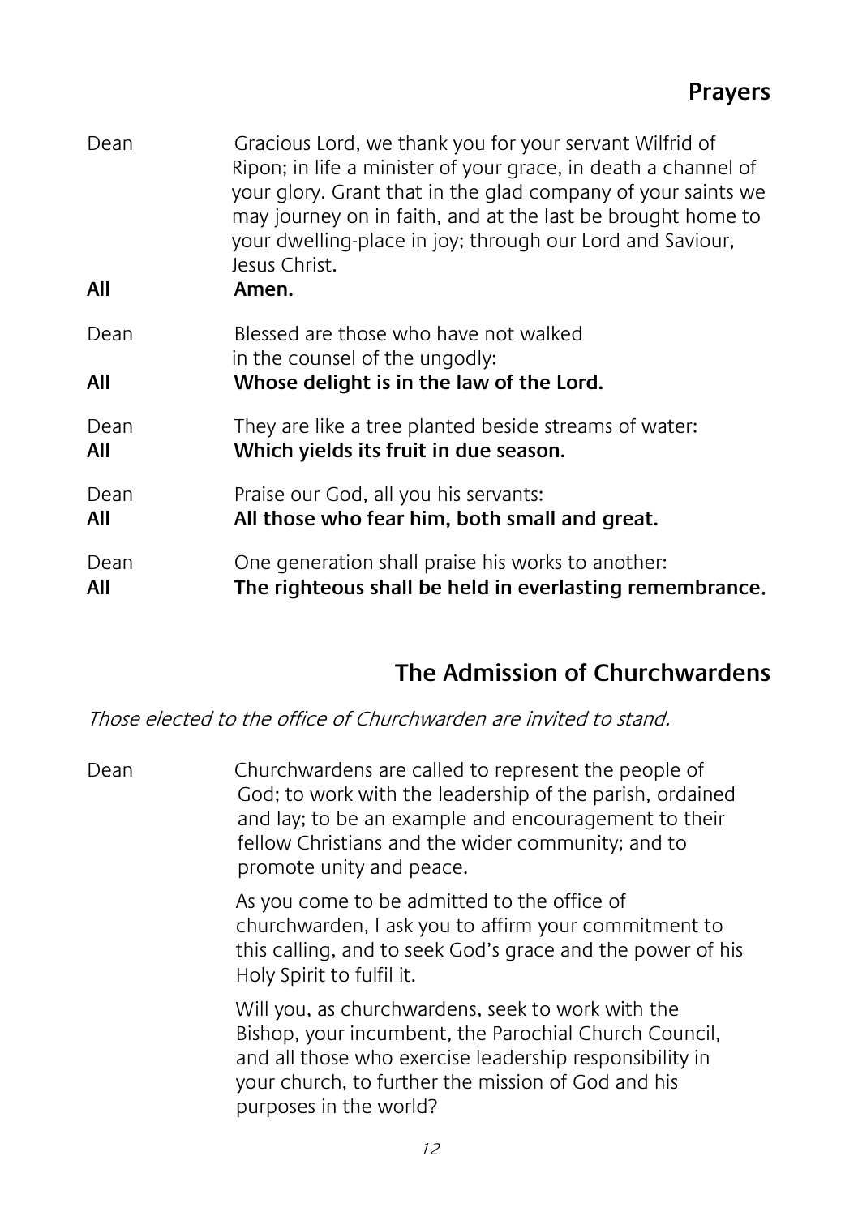## Prayers

Dean Gracious Lord, we thank you for your servant Wilfrid of Ripon; in life a minister of your grace, in death a channel of your glory. Grant that in the glad company of your saints we may journey on in faith, and at the last be brought home to your dwelling-place in joy; through our Lord and Saviour, Jesus Christ.

**All Amen.**

Dean Blessed are those who have not walked in the counsel of the ungodly:

**All Whose delight is in the law of the Lord.**

Dean They are like a tree planted beside streams of water:

**All Which yields its fruit in due season.**

Dean Praise our God, all you his servants:

**All All those who fear him, both small and great.**

Dean One generation shall praise his works to another:

**All The righteous shall be held in everlasting remembrance.**

## The Admission of Churchwardens

*Those elected to the office of Churchwarden are invited to stand.*

Dean Churchwardens are called to represent the people of God; to work with the leadership of the parish, ordained and lay; to be an example and encouragement to their fellow Christians and the wider community; and to promote unity and peace.

As you come to be admitted to the office of churchwarden, I ask you to affirm your commitment to this calling, and to seek God's grace and the power of his Holy Spirit to fulfil it.

Will you, as churchwardens, seek to work with the Bishop, your incumbent, the Parochial Church Council, and all those who exercise leadership responsibility in your church, to further the mission of God and his purposes in the world?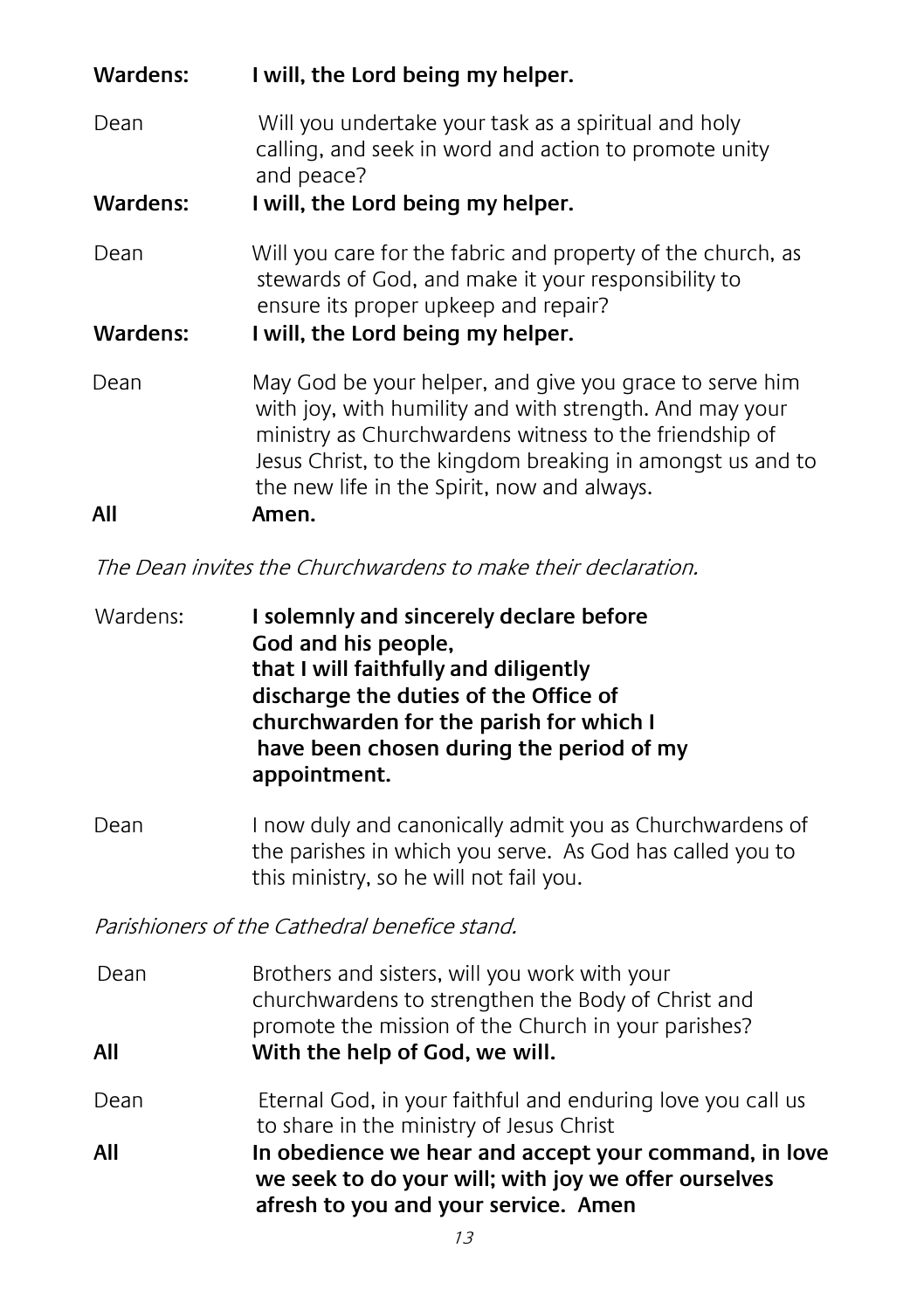**Wardens:** **I will, the Lord being my helper.**

Dean: Will you undertake your task as a spiritual and holy calling, and seek in word and action to promote unity and peace?

**Wardens:** **I will, the Lord being my helper.**

Dean: Will you care for the fabric and property of the church, as stewards of God, and make it your responsibility to ensure its proper upkeep and repair?

**Wardens:** **I will, the Lord being my helper.**

Dean: May God be your helper, and give you grace to serve him with joy, with humility and with strength. And may your ministry as Churchwardens witness to the friendship of Jesus Christ, to the kingdom breaking in amongst us and to the new life in the Spirit, now and always.

**All** **Amen.**

*The Dean invites the Churchwardens to make their declaration.*

Wardens: **I solemnly and sincerely declare before God and his people, that I will faithfully and diligently discharge the duties of the Office of churchwarden for the parish for which I have been chosen during the period of my appointment.**

Dean: I now duly and canonically admit you as Churchwardens of the parishes in which you serve. As God has called you to this ministry, so he will not fail you.

*Parishioners of the Cathedral benefice stand.*

Dean: Brothers and sisters, will you work with your churchwardens to strengthen the Body of Christ and promote the mission of the Church in your parishes?

**All** **With the help of God, we will.**

Dean: Eternal God, in your faithful and enduring love you call us to share in the ministry of Jesus Christ

**All** **In obedience we hear and accept your command, in love we seek to do your will; with joy we offer ourselves afresh to you and your service. Amen**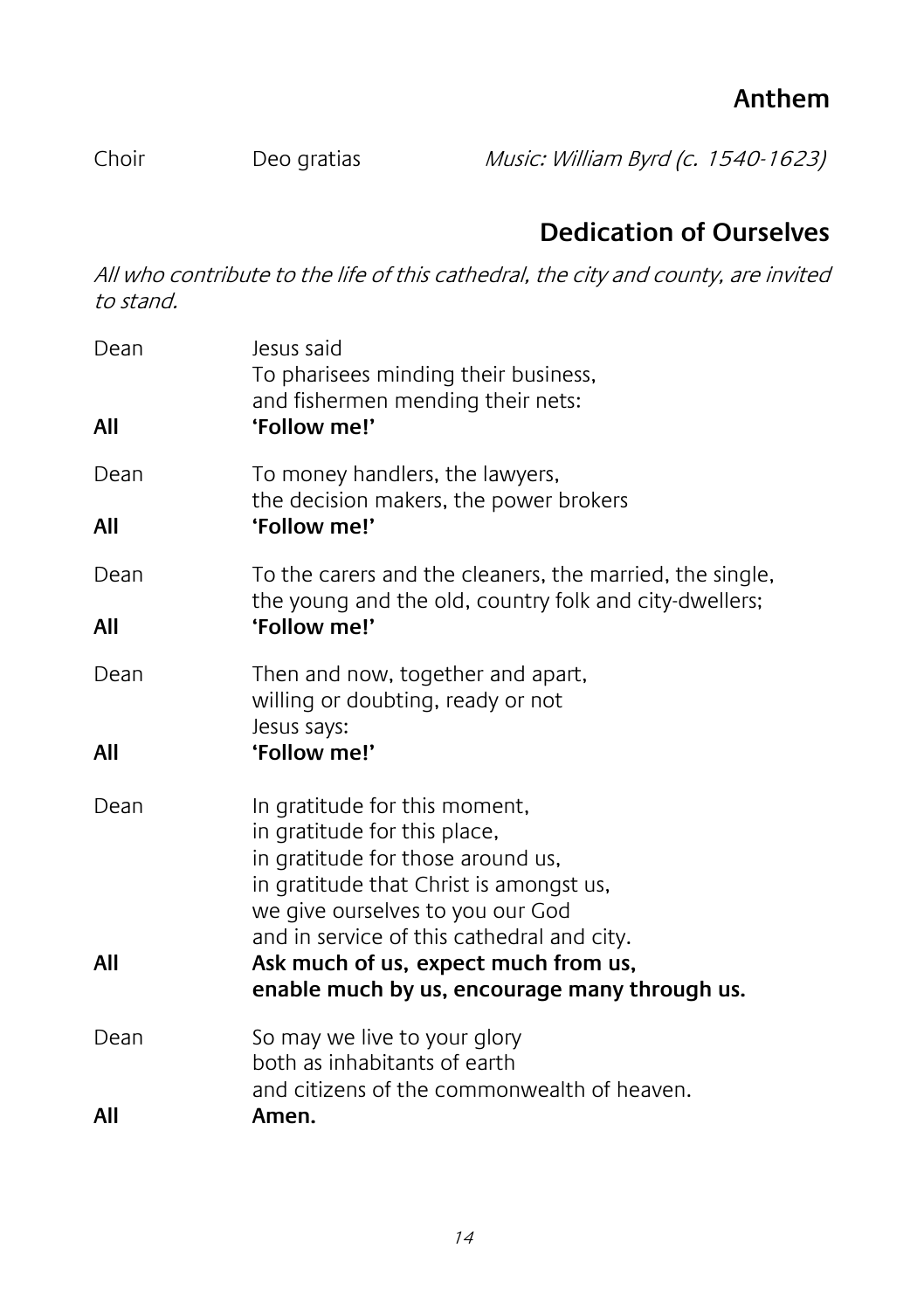## Anthem

Choir Deo gratias *Music: William Byrd (c. 1540-1623)*

## Dedication of Ourselves

*All who contribute to the life of this cathedral, the city and county, are invited to stand.*

Dean Jesus said
To pharisees minding their business,
and fishermen mending their nets:

**All 'Follow me!'**

Dean To money handlers, the lawyers,
the decision makers, the power brokers

**All 'Follow me!'**

Dean To the carers and the cleaners, the married, the single,
the young and the old, country folk and city-dwellers;

**All 'Follow me!'**

Dean Then and now, together and apart,
willing or doubting, ready or not
Jesus says:

**All 'Follow me!'**

Dean In gratitude for this moment,
in gratitude for this place,
in gratitude for those around us,
in gratitude that Christ is amongst us,
we give ourselves to you our God
and in service of this cathedral and city.

**All Ask much of us, expect much from us,
enable much by us, encourage many through us.**

Dean So may we live to your glory
both as inhabitants of earth
and citizens of the commonwealth of heaven.

**All Amen.**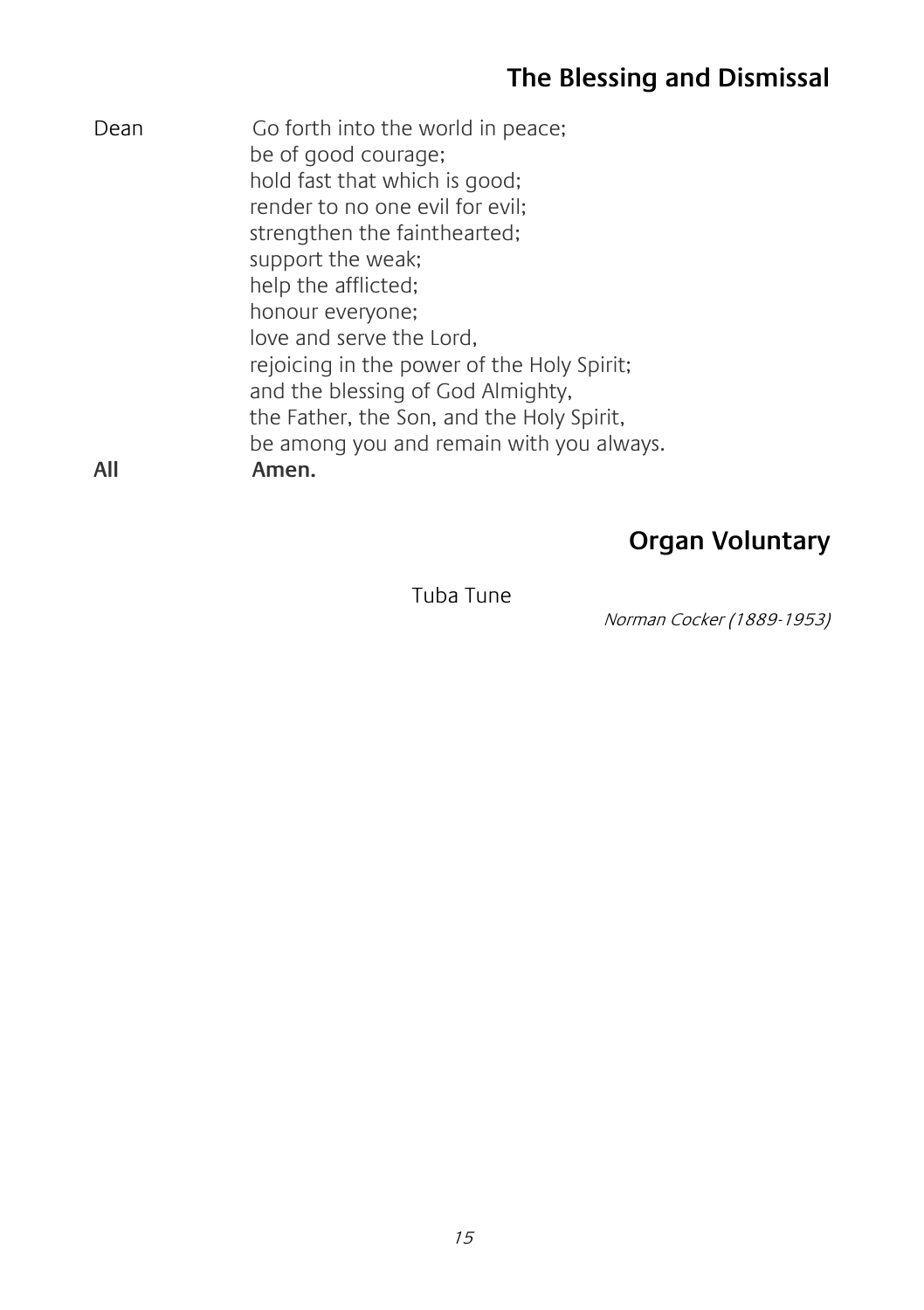## The Blessing and Dismissal

Dean Go forth into the world in peace;
be of good courage;
hold fast that which is good;
render to no one evil for evil;
strengthen the fainthearted;
support the weak;
help the afflicted;
honour everyone;
love and serve the Lord,
rejoicing in the power of the Holy Spirit;
and the blessing of God Almighty,
the Father, the Son, and the Holy Spirit,
be among you and remain with you always.

**All Amen.**

## Organ Voluntary

Tuba Tune

*Norman Cocker (1889-1953)*